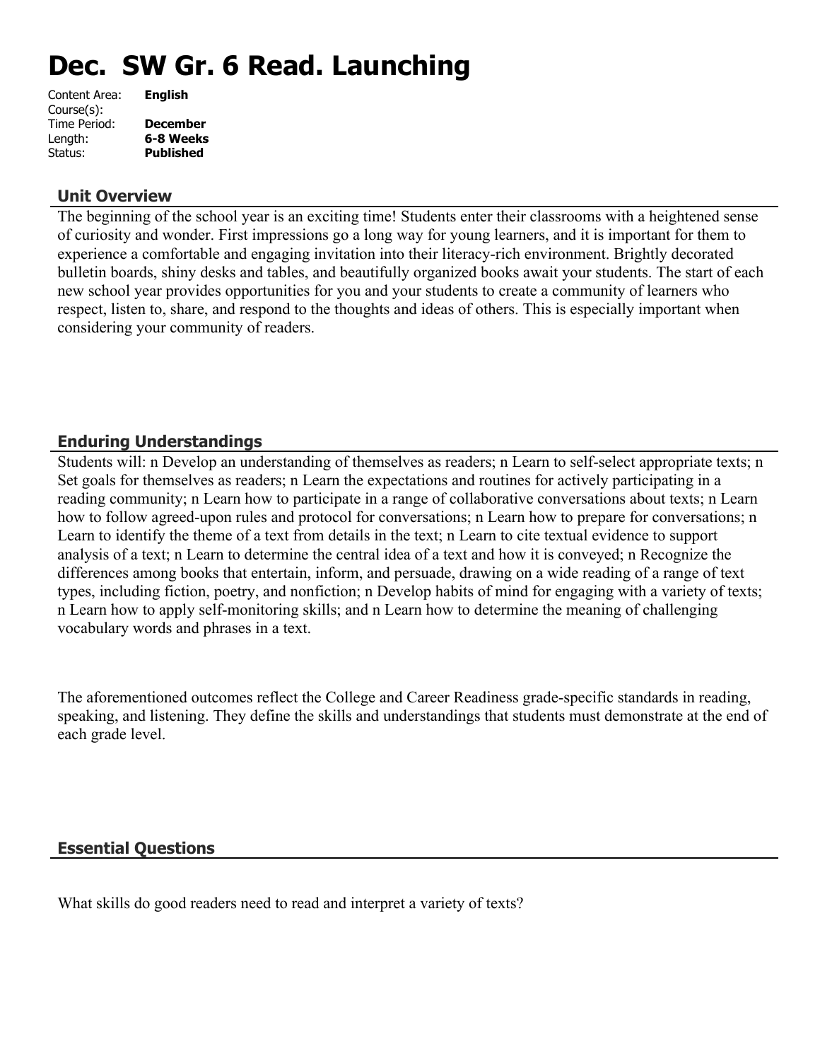# Dec. SW Gr. 6 Read. Launching

Content Area: **English**
Course(s):
Time Period: **December**
Length: **6-8 Weeks**
Status: **Published**

## Unit Overview

The beginning of the school year is an exciting time! Students enter their classrooms with a heightened sense of curiosity and wonder. First impressions go a long way for young learners, and it is important for them to experience a comfortable and engaging invitation into their literacy-rich environment. Brightly decorated bulletin boards, shiny desks and tables, and beautifully organized books await your students. The start of each new school year provides opportunities for you and your students to create a community of learners who respect, listen to, share, and respond to the thoughts and ideas of others. This is especially important when considering your community of readers.

## Enduring Understandings

Students will: n Develop an understanding of themselves as readers; n Learn to self-select appropriate texts; n Set goals for themselves as readers; n Learn the expectations and routines for actively participating in a reading community; n Learn how to participate in a range of collaborative conversations about texts; n Learn how to follow agreed-upon rules and protocol for conversations; n Learn how to prepare for conversations; n Learn to identify the theme of a text from details in the text; n Learn to cite textual evidence to support analysis of a text; n Learn to determine the central idea of a text and how it is conveyed; n Recognize the differences among books that entertain, inform, and persuade, drawing on a wide reading of a range of text types, including fiction, poetry, and nonfiction; n Develop habits of mind for engaging with a variety of texts; n Learn how to apply self-monitoring skills; and n Learn how to determine the meaning of challenging vocabulary words and phrases in a text.

The aforementioned outcomes reflect the College and Career Readiness grade-specific standards in reading, speaking, and listening. They define the skills and understandings that students must demonstrate at the end of each grade level.

## Essential Questions

What skills do good readers need to read and interpret a variety of texts?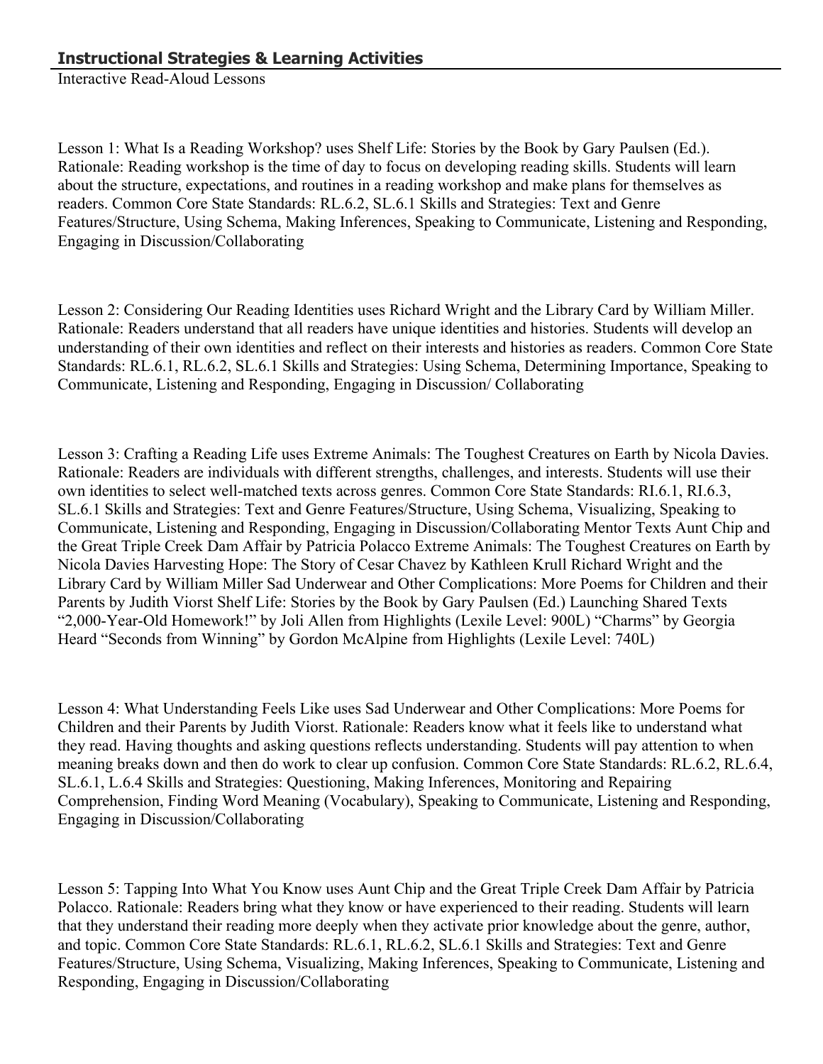## **Instructional Strategies & Learning Activities**

Interactive Read-Aloud Lessons

Lesson 1: What Is a Reading Workshop? uses Shelf Life: Stories by the Book by Gary Paulsen (Ed.). Rationale: Reading workshop is the time of day to focus on developing reading skills. Students will learn about the structure, expectations, and routines in a reading workshop and make plans for themselves as readers. Common Core State Standards: RL.6.2, SL.6.1 Skills and Strategies: Text and Genre Features/Structure, Using Schema, Making Inferences, Speaking to Communicate, Listening and Responding, Engaging in Discussion/Collaborating

Lesson 2: Considering Our Reading Identities uses Richard Wright and the Library Card by William Miller. Rationale: Readers understand that all readers have unique identities and histories. Students will develop an understanding of their own identities and reflect on their interests and histories as readers. Common Core State Standards: RL.6.1, RL.6.2, SL.6.1 Skills and Strategies: Using Schema, Determining Importance, Speaking to Communicate, Listening and Responding, Engaging in Discussion/ Collaborating

Lesson 3: Crafting a Reading Life uses Extreme Animals: The Toughest Creatures on Earth by Nicola Davies. Rationale: Readers are individuals with different strengths, challenges, and interests. Students will use their own identities to select well-matched texts across genres. Common Core State Standards: RI.6.1, RI.6.3, SL.6.1 Skills and Strategies: Text and Genre Features/Structure, Using Schema, Visualizing, Speaking to Communicate, Listening and Responding, Engaging in Discussion/Collaborating Mentor Texts Aunt Chip and the Great Triple Creek Dam Affair by Patricia Polacco Extreme Animals: The Toughest Creatures on Earth by Nicola Davies Harvesting Hope: The Story of Cesar Chavez by Kathleen Krull Richard Wright and the Library Card by William Miller Sad Underwear and Other Complications: More Poems for Children and their Parents by Judith Viorst Shelf Life: Stories by the Book by Gary Paulsen (Ed.) Launching Shared Texts "2,000-Year-Old Homework!" by Joli Allen from Highlights (Lexile Level: 900L) "Charms" by Georgia Heard "Seconds from Winning" by Gordon McAlpine from Highlights (Lexile Level: 740L)

Lesson 4: What Understanding Feels Like uses Sad Underwear and Other Complications: More Poems for Children and their Parents by Judith Viorst. Rationale: Readers know what it feels like to understand what they read. Having thoughts and asking questions reflects understanding. Students will pay attention to when meaning breaks down and then do work to clear up confusion. Common Core State Standards: RL.6.2, RL.6.4, SL.6.1, L.6.4 Skills and Strategies: Questioning, Making Inferences, Monitoring and Repairing Comprehension, Finding Word Meaning (Vocabulary), Speaking to Communicate, Listening and Responding, Engaging in Discussion/Collaborating

Lesson 5: Tapping Into What You Know uses Aunt Chip and the Great Triple Creek Dam Affair by Patricia Polacco. Rationale: Readers bring what they know or have experienced to their reading. Students will learn that they understand their reading more deeply when they activate prior knowledge about the genre, author, and topic. Common Core State Standards: RL.6.1, RL.6.2, SL.6.1 Skills and Strategies: Text and Genre Features/Structure, Using Schema, Visualizing, Making Inferences, Speaking to Communicate, Listening and Responding, Engaging in Discussion/Collaborating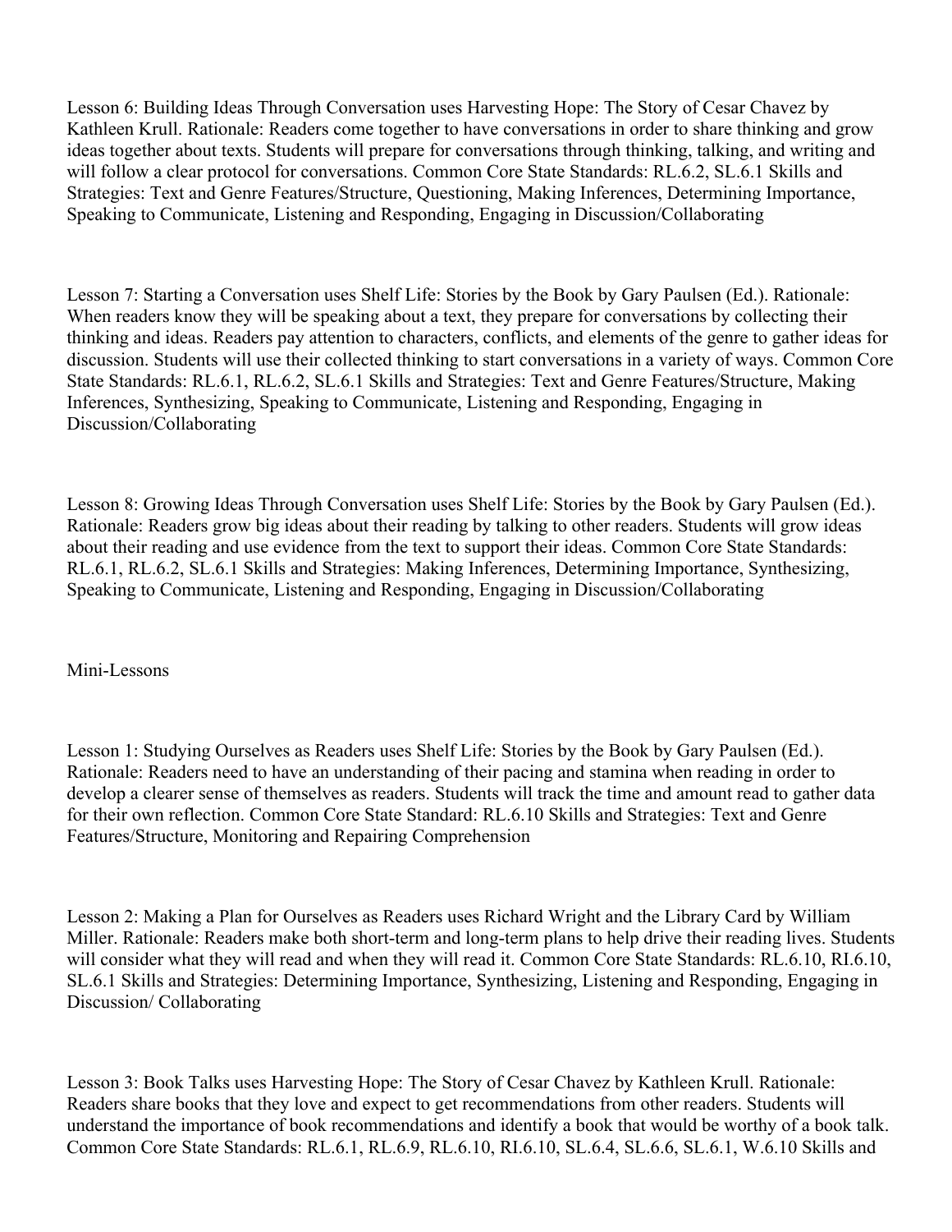Lesson 6: Building Ideas Through Conversation uses Harvesting Hope: The Story of Cesar Chavez by Kathleen Krull. Rationale: Readers come together to have conversations in order to share thinking and grow ideas together about texts. Students will prepare for conversations through thinking, talking, and writing and will follow a clear protocol for conversations. Common Core State Standards: RL.6.2, SL.6.1 Skills and Strategies: Text and Genre Features/Structure, Questioning, Making Inferences, Determining Importance, Speaking to Communicate, Listening and Responding, Engaging in Discussion/Collaborating

Lesson 7: Starting a Conversation uses Shelf Life: Stories by the Book by Gary Paulsen (Ed.). Rationale: When readers know they will be speaking about a text, they prepare for conversations by collecting their thinking and ideas. Readers pay attention to characters, conflicts, and elements of the genre to gather ideas for discussion. Students will use their collected thinking to start conversations in a variety of ways. Common Core State Standards: RL.6.1, RL.6.2, SL.6.1 Skills and Strategies: Text and Genre Features/Structure, Making Inferences, Synthesizing, Speaking to Communicate, Listening and Responding, Engaging in Discussion/Collaborating

Lesson 8: Growing Ideas Through Conversation uses Shelf Life: Stories by the Book by Gary Paulsen (Ed.). Rationale: Readers grow big ideas about their reading by talking to other readers. Students will grow ideas about their reading and use evidence from the text to support their ideas. Common Core State Standards: RL.6.1, RL.6.2, SL.6.1 Skills and Strategies: Making Inferences, Determining Importance, Synthesizing, Speaking to Communicate, Listening and Responding, Engaging in Discussion/Collaborating

Mini-Lessons

Lesson 1: Studying Ourselves as Readers uses Shelf Life: Stories by the Book by Gary Paulsen (Ed.). Rationale: Readers need to have an understanding of their pacing and stamina when reading in order to develop a clearer sense of themselves as readers. Students will track the time and amount read to gather data for their own reflection. Common Core State Standard: RL.6.10 Skills and Strategies: Text and Genre Features/Structure, Monitoring and Repairing Comprehension

Lesson 2: Making a Plan for Ourselves as Readers uses Richard Wright and the Library Card by William Miller. Rationale: Readers make both short-term and long-term plans to help drive their reading lives. Students will consider what they will read and when they will read it. Common Core State Standards: RL.6.10, RI.6.10, SL.6.1 Skills and Strategies: Determining Importance, Synthesizing, Listening and Responding, Engaging in Discussion/ Collaborating

Lesson 3: Book Talks uses Harvesting Hope: The Story of Cesar Chavez by Kathleen Krull. Rationale: Readers share books that they love and expect to get recommendations from other readers. Students will understand the importance of book recommendations and identify a book that would be worthy of a book talk. Common Core State Standards: RL.6.1, RL.6.9, RL.6.10, RI.6.10, SL.6.4, SL.6.6, SL.6.1, W.6.10 Skills and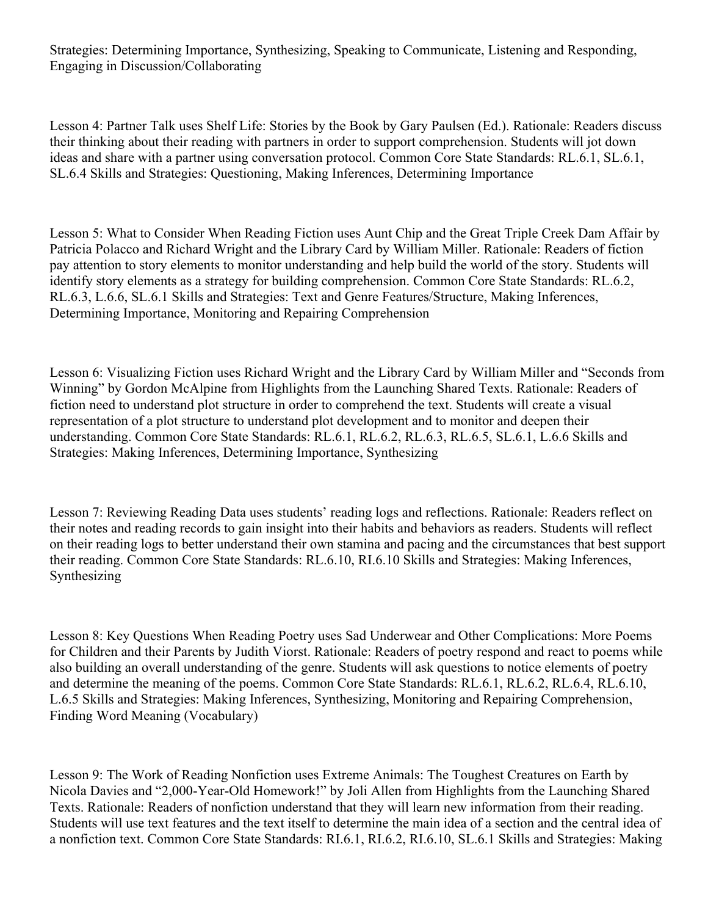Strategies: Determining Importance, Synthesizing, Speaking to Communicate, Listening and Responding, Engaging in Discussion/Collaborating

Lesson 4: Partner Talk uses Shelf Life: Stories by the Book by Gary Paulsen (Ed.). Rationale: Readers discuss their thinking about their reading with partners in order to support comprehension. Students will jot down ideas and share with a partner using conversation protocol. Common Core State Standards: RL.6.1, SL.6.1, SL.6.4 Skills and Strategies: Questioning, Making Inferences, Determining Importance

Lesson 5: What to Consider When Reading Fiction uses Aunt Chip and the Great Triple Creek Dam Affair by Patricia Polacco and Richard Wright and the Library Card by William Miller. Rationale: Readers of fiction pay attention to story elements to monitor understanding and help build the world of the story. Students will identify story elements as a strategy for building comprehension. Common Core State Standards: RL.6.2, RL.6.3, L.6.6, SL.6.1 Skills and Strategies: Text and Genre Features/Structure, Making Inferences, Determining Importance, Monitoring and Repairing Comprehension

Lesson 6: Visualizing Fiction uses Richard Wright and the Library Card by William Miller and "Seconds from Winning" by Gordon McAlpine from Highlights from the Launching Shared Texts. Rationale: Readers of fiction need to understand plot structure in order to comprehend the text. Students will create a visual representation of a plot structure to understand plot development and to monitor and deepen their understanding. Common Core State Standards: RL.6.1, RL.6.2, RL.6.3, RL.6.5, SL.6.1, L.6.6 Skills and Strategies: Making Inferences, Determining Importance, Synthesizing

Lesson 7: Reviewing Reading Data uses students' reading logs and reflections. Rationale: Readers reflect on their notes and reading records to gain insight into their habits and behaviors as readers. Students will reflect on their reading logs to better understand their own stamina and pacing and the circumstances that best support their reading. Common Core State Standards: RL.6.10, RI.6.10 Skills and Strategies: Making Inferences, Synthesizing

Lesson 8: Key Questions When Reading Poetry uses Sad Underwear and Other Complications: More Poems for Children and their Parents by Judith Viorst. Rationale: Readers of poetry respond and react to poems while also building an overall understanding of the genre. Students will ask questions to notice elements of poetry and determine the meaning of the poems. Common Core State Standards: RL.6.1, RL.6.2, RL.6.4, RL.6.10, L.6.5 Skills and Strategies: Making Inferences, Synthesizing, Monitoring and Repairing Comprehension, Finding Word Meaning (Vocabulary)

Lesson 9: The Work of Reading Nonfiction uses Extreme Animals: The Toughest Creatures on Earth by Nicola Davies and "2,000-Year-Old Homework!" by Joli Allen from Highlights from the Launching Shared Texts. Rationale: Readers of nonfiction understand that they will learn new information from their reading. Students will use text features and the text itself to determine the main idea of a section and the central idea of a nonfiction text. Common Core State Standards: RI.6.1, RI.6.2, RI.6.10, SL.6.1 Skills and Strategies: Making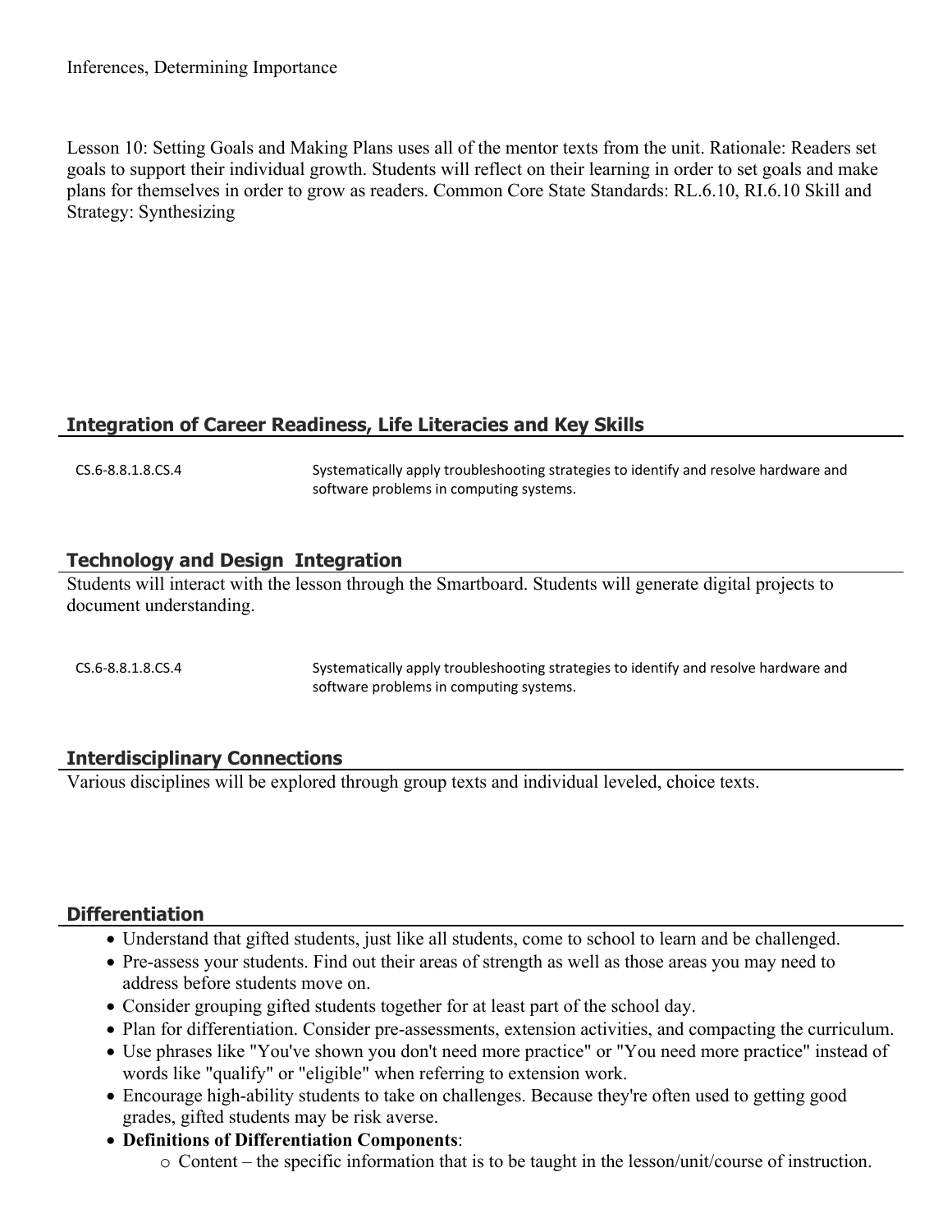Inferences, Determining Importance

Lesson 10: Setting Goals and Making Plans uses all of the mentor texts from the unit. Rationale: Readers set goals to support their individual growth. Students will reflect on their learning in order to set goals and make plans for themselves in order to grow as readers. Common Core State Standards: RL.6.10, RI.6.10 Skill and Strategy: Synthesizing

## Integration of Career Readiness, Life Literacies and Key Skills

| | |
|---|---|
| CS.6-8.8.1.8.CS.4 | Systematically apply troubleshooting strategies to identify and resolve hardware and software problems in computing systems. |

## Technology and Design Integration

Students will interact with the lesson through the Smartboard. Students will generate digital projects to document understanding.

| | |
|---|---|
| CS.6-8.8.1.8.CS.4 | Systematically apply troubleshooting strategies to identify and resolve hardware and software problems in computing systems. |

## Interdisciplinary Connections

Various disciplines will be explored through group texts and individual leveled, choice texts.

## Differentiation

- Understand that gifted students, just like all students, come to school to learn and be challenged.
- Pre-assess your students. Find out their areas of strength as well as those areas you may need to address before students move on.
- Consider grouping gifted students together for at least part of the school day.
- Plan for differentiation. Consider pre-assessments, extension activities, and compacting the curriculum.
- Use phrases like "You've shown you don't need more practice" or "You need more practice" instead of words like "qualify" or "eligible" when referring to extension work.
- Encourage high-ability students to take on challenges. Because they're often used to getting good grades, gifted students may be risk averse.
- **Definitions of Differentiation Components**:
  - Content – the specific information that is to be taught in the lesson/unit/course of instruction.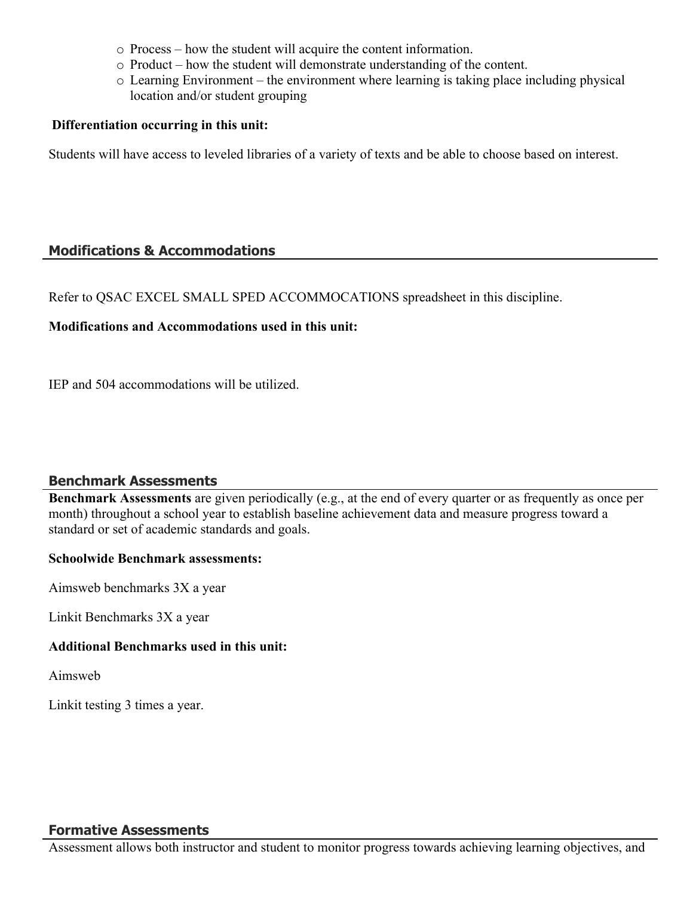- Process – how the student will acquire the content information.
- Product – how the student will demonstrate understanding of the content.
- Learning Environment – the environment where learning is taking place including physical location and/or student grouping

**Differentiation occurring in this unit:**

Students will have access to leveled libraries of a variety of texts and be able to choose based on interest.

## Modifications & Accommodations

Refer to QSAC EXCEL SMALL SPED ACCOMMOCATIONS spreadsheet in this discipline.

**Modifications and Accommodations used in this unit:**

IEP and 504 accommodations will be utilized.

## Benchmark Assessments

**Benchmark Assessments** are given periodically (e.g., at the end of every quarter or as frequently as once per month) throughout a school year to establish baseline achievement data and measure progress toward a standard or set of academic standards and goals.

**Schoolwide Benchmark assessments:**

Aimsweb benchmarks 3X a year

Linkit Benchmarks 3X a year

**Additional Benchmarks used in this unit:**

Aimsweb

Linkit testing 3 times a year.

## Formative Assessments

Assessment allows both instructor and student to monitor progress towards achieving learning objectives, and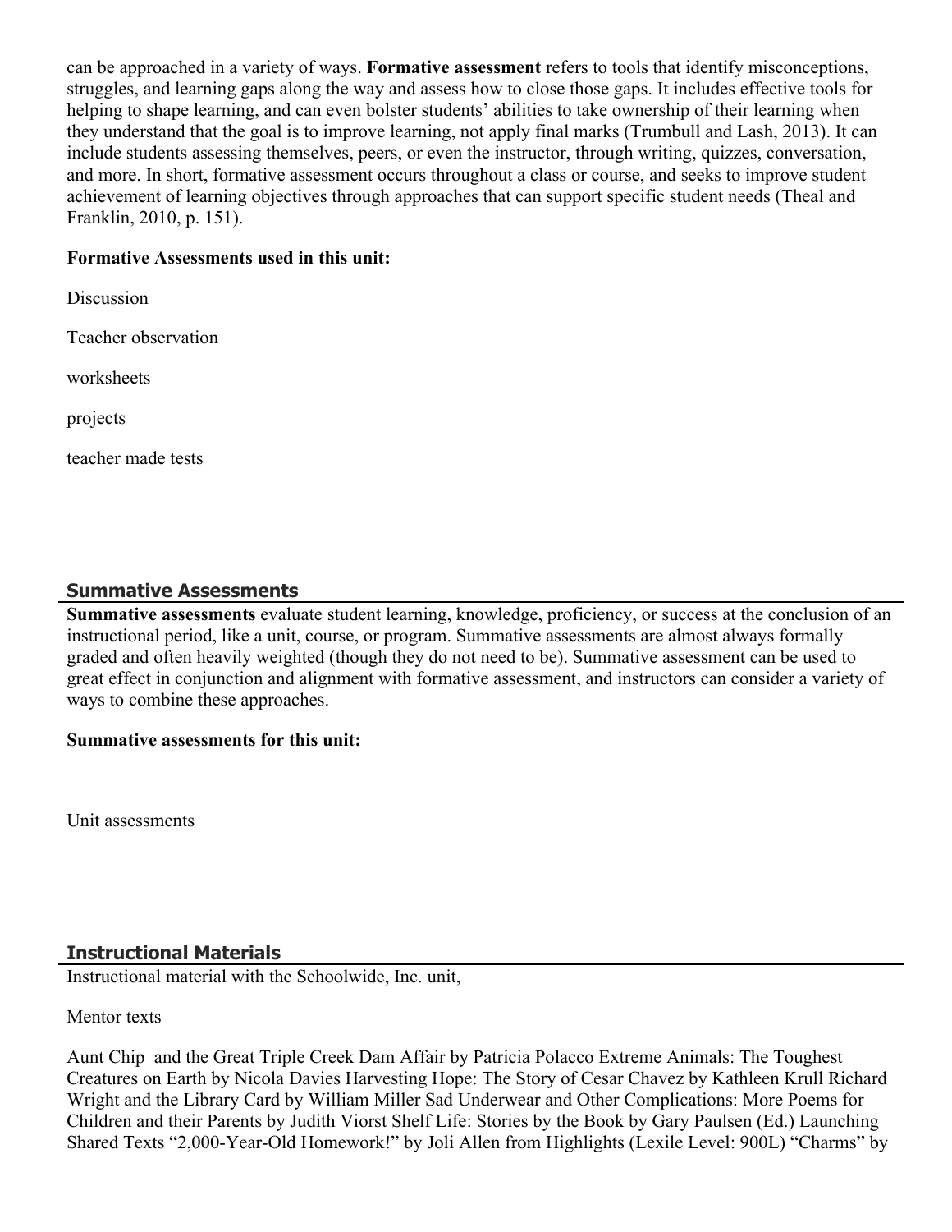can be approached in a variety of ways. **Formative assessment** refers to tools that identify misconceptions, struggles, and learning gaps along the way and assess how to close those gaps. It includes effective tools for helping to shape learning, and can even bolster students' abilities to take ownership of their learning when they understand that the goal is to improve learning, not apply final marks (Trumbull and Lash, 2013). It can include students assessing themselves, peers, or even the instructor, through writing, quizzes, conversation, and more. In short, formative assessment occurs throughout a class or course, and seeks to improve student achievement of learning objectives through approaches that can support specific student needs (Theal and Franklin, 2010, p. 151).

**Formative Assessments used in this unit:**

Discussion

Teacher observation

worksheets

projects

teacher made tests

## Summative Assessments

**Summative assessments** evaluate student learning, knowledge, proficiency, or success at the conclusion of an instructional period, like a unit, course, or program. Summative assessments are almost always formally graded and often heavily weighted (though they do not need to be). Summative assessment can be used to great effect in conjunction and alignment with formative assessment, and instructors can consider a variety of ways to combine these approaches.

**Summative assessments for this unit:**

Unit assessments

## Instructional Materials

Instructional material with the Schoolwide, Inc. unit,

Mentor texts

Aunt Chip and the Great Triple Creek Dam Affair by Patricia Polacco Extreme Animals: The Toughest Creatures on Earth by Nicola Davies Harvesting Hope: The Story of Cesar Chavez by Kathleen Krull Richard Wright and the Library Card by William Miller Sad Underwear and Other Complications: More Poems for Children and their Parents by Judith Viorst Shelf Life: Stories by the Book by Gary Paulsen (Ed.) Launching Shared Texts "2,000-Year-Old Homework!" by Joli Allen from Highlights (Lexile Level: 900L) "Charms" by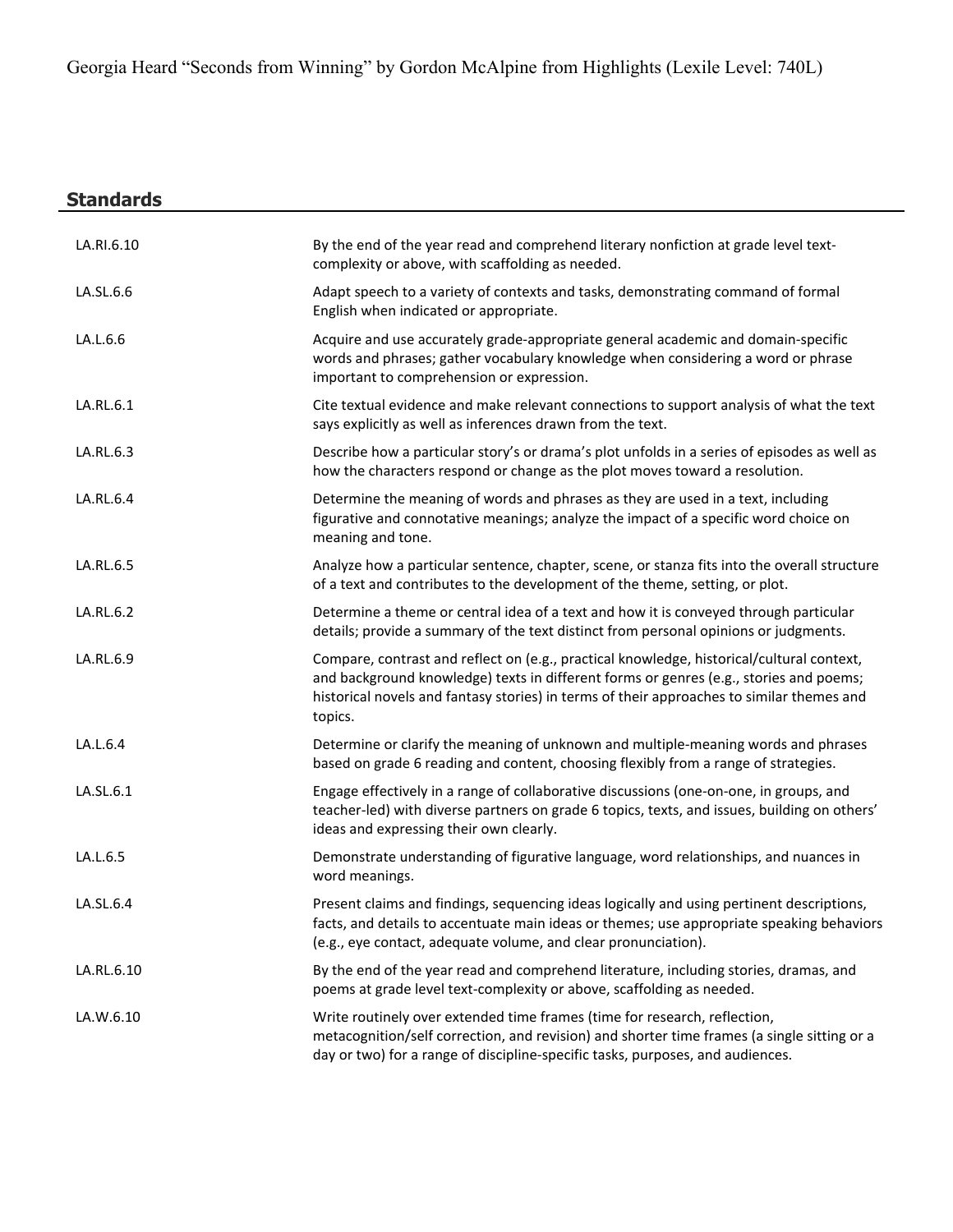Georgia Heard "Seconds from Winning" by Gordon McAlpine from Highlights (Lexile Level: 740L)

## Standards

| | |
|---|---|
| LA.RI.6.10 | By the end of the year read and comprehend literary nonfiction at grade level text-complexity or above, with scaffolding as needed. |
| LA.SL.6.6 | Adapt speech to a variety of contexts and tasks, demonstrating command of formal English when indicated or appropriate. |
| LA.L.6.6 | Acquire and use accurately grade-appropriate general academic and domain-specific words and phrases; gather vocabulary knowledge when considering a word or phrase important to comprehension or expression. |
| LA.RL.6.1 | Cite textual evidence and make relevant connections to support analysis of what the text says explicitly as well as inferences drawn from the text. |
| LA.RL.6.3 | Describe how a particular story's or drama's plot unfolds in a series of episodes as well as how the characters respond or change as the plot moves toward a resolution. |
| LA.RL.6.4 | Determine the meaning of words and phrases as they are used in a text, including figurative and connotative meanings; analyze the impact of a specific word choice on meaning and tone. |
| LA.RL.6.5 | Analyze how a particular sentence, chapter, scene, or stanza fits into the overall structure of a text and contributes to the development of the theme, setting, or plot. |
| LA.RL.6.2 | Determine a theme or central idea of a text and how it is conveyed through particular details; provide a summary of the text distinct from personal opinions or judgments. |
| LA.RL.6.9 | Compare, contrast and reflect on (e.g., practical knowledge, historical/cultural context, and background knowledge) texts in different forms or genres (e.g., stories and poems; historical novels and fantasy stories) in terms of their approaches to similar themes and topics. |
| LA.L.6.4 | Determine or clarify the meaning of unknown and multiple-meaning words and phrases based on grade 6 reading and content, choosing flexibly from a range of strategies. |
| LA.SL.6.1 | Engage effectively in a range of collaborative discussions (one-on-one, in groups, and teacher-led) with diverse partners on grade 6 topics, texts, and issues, building on others' ideas and expressing their own clearly. |
| LA.L.6.5 | Demonstrate understanding of figurative language, word relationships, and nuances in word meanings. |
| LA.SL.6.4 | Present claims and findings, sequencing ideas logically and using pertinent descriptions, facts, and details to accentuate main ideas or themes; use appropriate speaking behaviors (e.g., eye contact, adequate volume, and clear pronunciation). |
| LA.RL.6.10 | By the end of the year read and comprehend literature, including stories, dramas, and poems at grade level text-complexity or above, scaffolding as needed. |
| LA.W.6.10 | Write routinely over extended time frames (time for research, reflection, metacognition/self correction, and revision) and shorter time frames (a single sitting or a day or two) for a range of discipline-specific tasks, purposes, and audiences. |